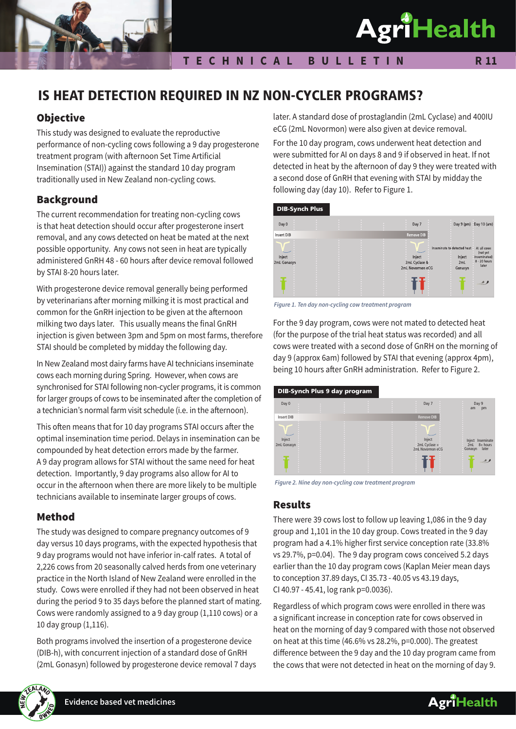# IS HEAT DETECTION REQUIRED IN NZ NON-CYCLER PROGRAMS?

## Objective

This study was designed to evaluate the reproductive performance of non-cycling cows following a 9 day progesterone treatment program (with afternoon Set Time Artificial Insemination (STAI)) against the standard 10 day program traditionally used in New Zealand non-cycling cows.

## Background

The current recommendation for treating non-cycling cows is that heat detection should occur after progesterone insert removal, and any cows detected on heat be mated at the next possible opportunity. Any cows not seen in heat are typically administered GnRH 48 - 60 hours after device removal followed by STAI 8-20 hours later.

With progesterone device removal generally being performed by veterinarians after morning milking it is most practical and common for the GnRH injection to be given at the afternoon milking two days later. This usually means the final GnRH injection is given between 3pm and 5pm on most farms, therefore STAI should be completed by midday the following day.

In New Zealand most dairy farms have AI technicians inseminate cows each morning during Spring. However, when cows are synchronised for STAI following non-cycler programs, it is common for larger groups of cows to be inseminated after the completion of a technician's normal farm visit schedule (i.e. in the afternoon).

This often means that for 10 day programs STAI occurs after the optimal insemination time period. Delays in insemination can be compounded by heat detection errors made by the farmer. A 9 day program allows for STAI without the same need for heat detection. Importantly, 9 day programs also allow for AI to occur in the afternoon when there are more likely to be multiple technicians available to inseminate larger groups of cows.

## Method

The study was designed to compare pregnancy outcomes of 9 day versus 10 days programs, with the expected hypothesis that 9 day programs would not have inferior in-calf rates. A total of 2,226 cows from 20 seasonally calved herds from one veterinary practice in the North Island of New Zealand were enrolled in the study. Cows were enrolled if they had not been observed in heat during the period 9 to 35 days before the planned start of mating. Cows were randomly assigned to a 9 day group (1,110 cows) or a 10 day group (1,116).

Both programs involved the insertion of a progesterone device (DIB-h), with concurrent injection of a standard dose of GnRH (2mL Gonasyn) followed by progesterone device removal 7 days later. A standard dose of prostaglandin (2mL Cyclase) and 400IU eCG (2mL Novormon) were also given at device removal.

For the 10 day program, cows underwent heat detection and were submitted for AI on days 8 and 9 if observed in heat. If not detected in heat by the afternoon of day 9 they were treated with a second dose of GnRH that evening with STAI by midday the following day (day 10). Refer to Figure 1.

**DIB-Synch Plus**

| Day 0 | | | | | Day 7 | | Day 9 (pm) | Day 10 (am) |
|---|---|---|---|---|---|---|---|---|
| Insert DIB | | | | | Remove DIB | Inseminate to detected heat | | |
| Inject 2mL Gonasyn | | | | | Inject 2mL Cyclase & 2mL Novormon eCG | | Inject 2mL Gonasyn | AI all cows (not yet inseminated) 8 - 20 hours later |

*Figure 1. Ten day non-cycling cow treatment program*

For the 9 day program, cows were not mated to detected heat (for the purpose of the trial heat status was recorded) and all cows were treated with a second dose of GnRH on the morning of day 9 (approx 6am) followed by STAI that evening (approx 4pm), being 10 hours after GnRH administration. Refer to Figure 2.

**DIB-Synch Plus 9 day program**

| Day 0 | | | | Day 7 | | Day 9 am | Day 9 pm |
|---|---|---|---|---|---|---|---|
| Insert DIB | | | | Remove DIB | | | |
| Inject 2mL Gonasyn | | | | Inject 2mL Cyclase + 2mL Novormon eCG | | Inject 2mL Gonasyn | Inseminate 8+ hours later |

*Figure 2. Nine day non-cycling cow treatment program*

## Results

There were 39 cows lost to follow up leaving 1,086 in the 9 day group and 1,101 in the 10 day group. Cows treated in the 9 day program had a 4.1% higher first service conception rate (33.8% vs 29.7%, p=0.04). The 9 day program cows conceived 5.2 days earlier than the 10 day program cows (Kaplan Meier mean days to conception 37.89 days, CI 35.73 - 40.05 vs 43.19 days, CI 40.97 - 45.41, log rank p=0.0036).

Regardless of which program cows were enrolled in there was a significant increase in conception rate for cows observed in heat on the morning of day 9 compared with those not observed on heat at this time (46.6% vs 28.2%, p=0.000). The greatest difference between the 9 day and the 10 day program came from the cows that were not detected in heat on the morning of day 9.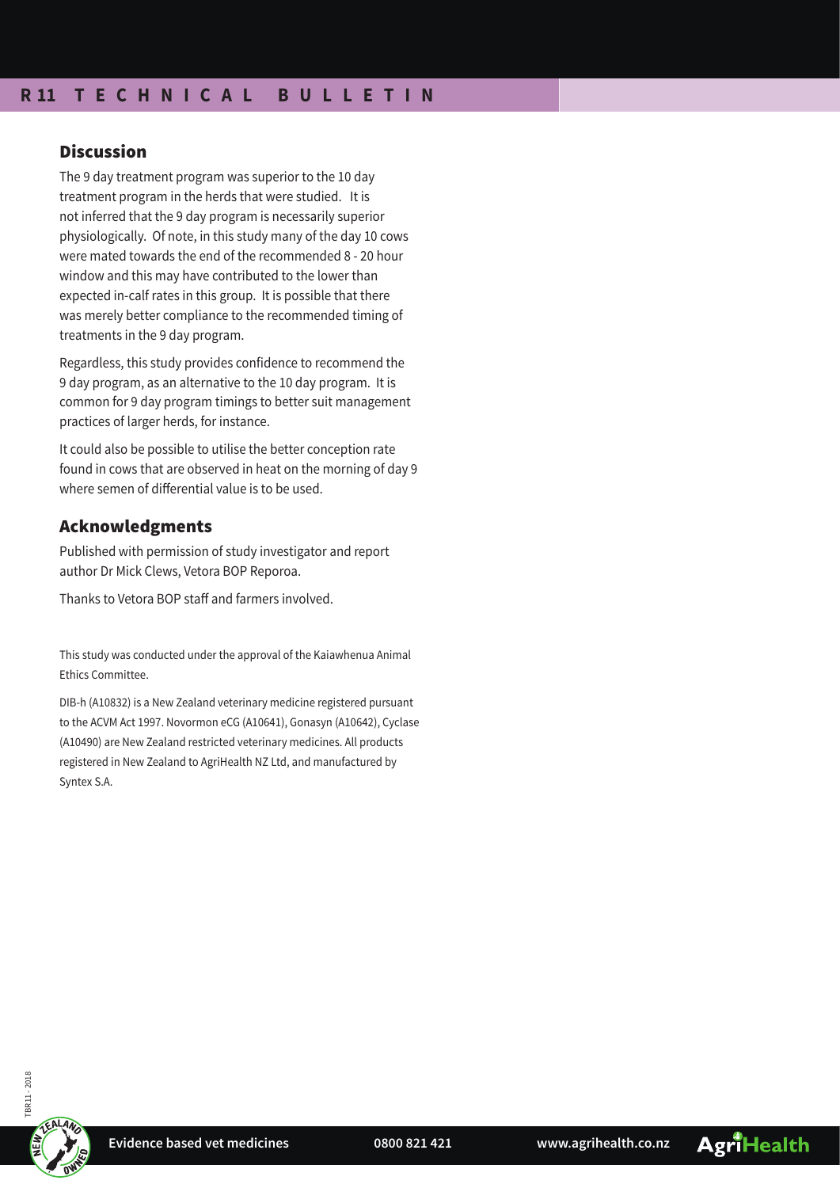## Discussion

The 9 day treatment program was superior to the 10 day treatment program in the herds that were studied. It is not inferred that the 9 day program is necessarily superior physiologically. Of note, in this study many of the day 10 cows were mated towards the end of the recommended 8 - 20 hour window and this may have contributed to the lower than expected in-calf rates in this group. It is possible that there was merely better compliance to the recommended timing of treatments in the 9 day program.

Regardless, this study provides confidence to recommend the 9 day program, as an alternative to the 10 day program. It is common for 9 day program timings to better suit management practices of larger herds, for instance.

It could also be possible to utilise the better conception rate found in cows that are observed in heat on the morning of day 9 where semen of differential value is to be used.

## Acknowledgments

Published with permission of study investigator and report author Dr Mick Clews, Vetora BOP Reporoa.

Thanks to Vetora BOP staff and farmers involved.

This study was conducted under the approval of the Kaiawhenua Animal Ethics Committee.

DIB-h (A10832) is a New Zealand veterinary medicine registered pursuant to the ACVM Act 1997. Novormon eCG (A10641), Gonasyn (A10642), Cyclase (A10490) are New Zealand restricted veterinary medicines. All products registered in New Zealand to AgriHealth NZ Ltd, and manufactured by Syntex S.A.